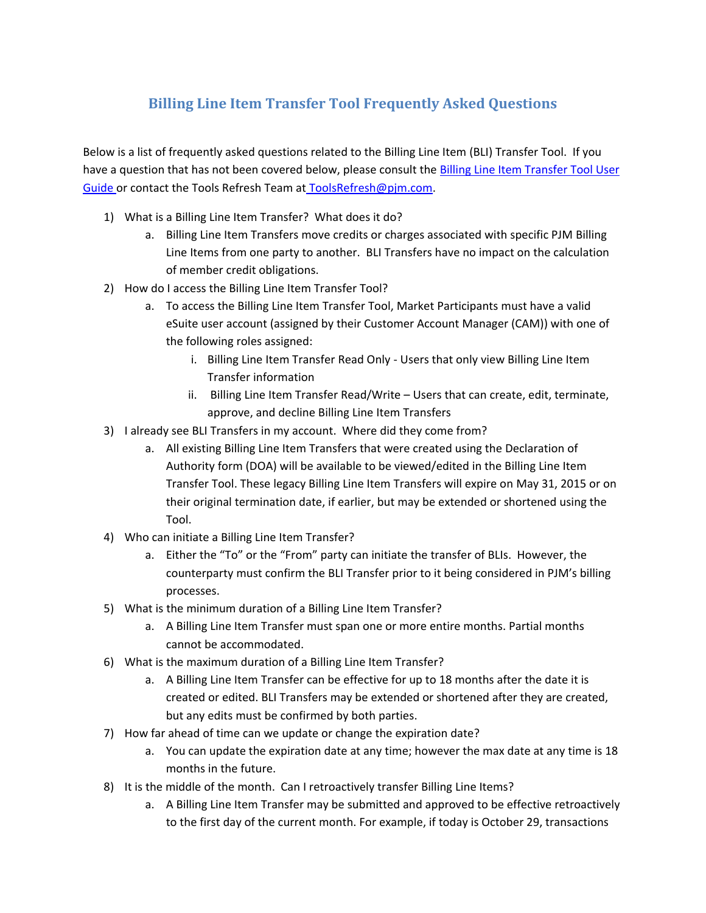# Billing Line Item Transfer Tool Frequently Asked Questions

Below is a list of frequently asked questions related to the Billing Line Item (BLI) Transfer Tool. If you have a question that has not been covered below, please consult the [Billing Line Item Transfer Tool User Guide](#) or contact the Tools Refresh Team at [ToolsRefresh@pjm.com](mailto:ToolsRefresh@pjm.com).

1) What is a Billing Line Item Transfer? What does it do?
   a. Billing Line Item Transfers move credits or charges associated with specific PJM Billing Line Items from one party to another. BLI Transfers have no impact on the calculation of member credit obligations.
2) How do I access the Billing Line Item Transfer Tool?
   a. To access the Billing Line Item Transfer Tool, Market Participants must have a valid eSuite user account (assigned by their Customer Account Manager (CAM)) with one of the following roles assigned:
      i. Billing Line Item Transfer Read Only - Users that only view Billing Line Item Transfer information
      ii. Billing Line Item Transfer Read/Write – Users that can create, edit, terminate, approve, and decline Billing Line Item Transfers
3) I already see BLI Transfers in my account. Where did they come from?
   a. All existing Billing Line Item Transfers that were created using the Declaration of Authority form (DOA) will be available to be viewed/edited in the Billing Line Item Transfer Tool. These legacy Billing Line Item Transfers will expire on May 31, 2015 or on their original termination date, if earlier, but may be extended or shortened using the Tool.
4) Who can initiate a Billing Line Item Transfer?
   a. Either the "To" or the "From" party can initiate the transfer of BLIs. However, the counterparty must confirm the BLI Transfer prior to it being considered in PJM's billing processes.
5) What is the minimum duration of a Billing Line Item Transfer?
   a. A Billing Line Item Transfer must span one or more entire months. Partial months cannot be accommodated.
6) What is the maximum duration of a Billing Line Item Transfer?
   a. A Billing Line Item Transfer can be effective for up to 18 months after the date it is created or edited. BLI Transfers may be extended or shortened after they are created, but any edits must be confirmed by both parties.
7) How far ahead of time can we update or change the expiration date?
   a. You can update the expiration date at any time; however the max date at any time is 18 months in the future.
8) It is the middle of the month. Can I retroactively transfer Billing Line Items?
   a. A Billing Line Item Transfer may be submitted and approved to be effective retroactively to the first day of the current month. For example, if today is October 29, transactions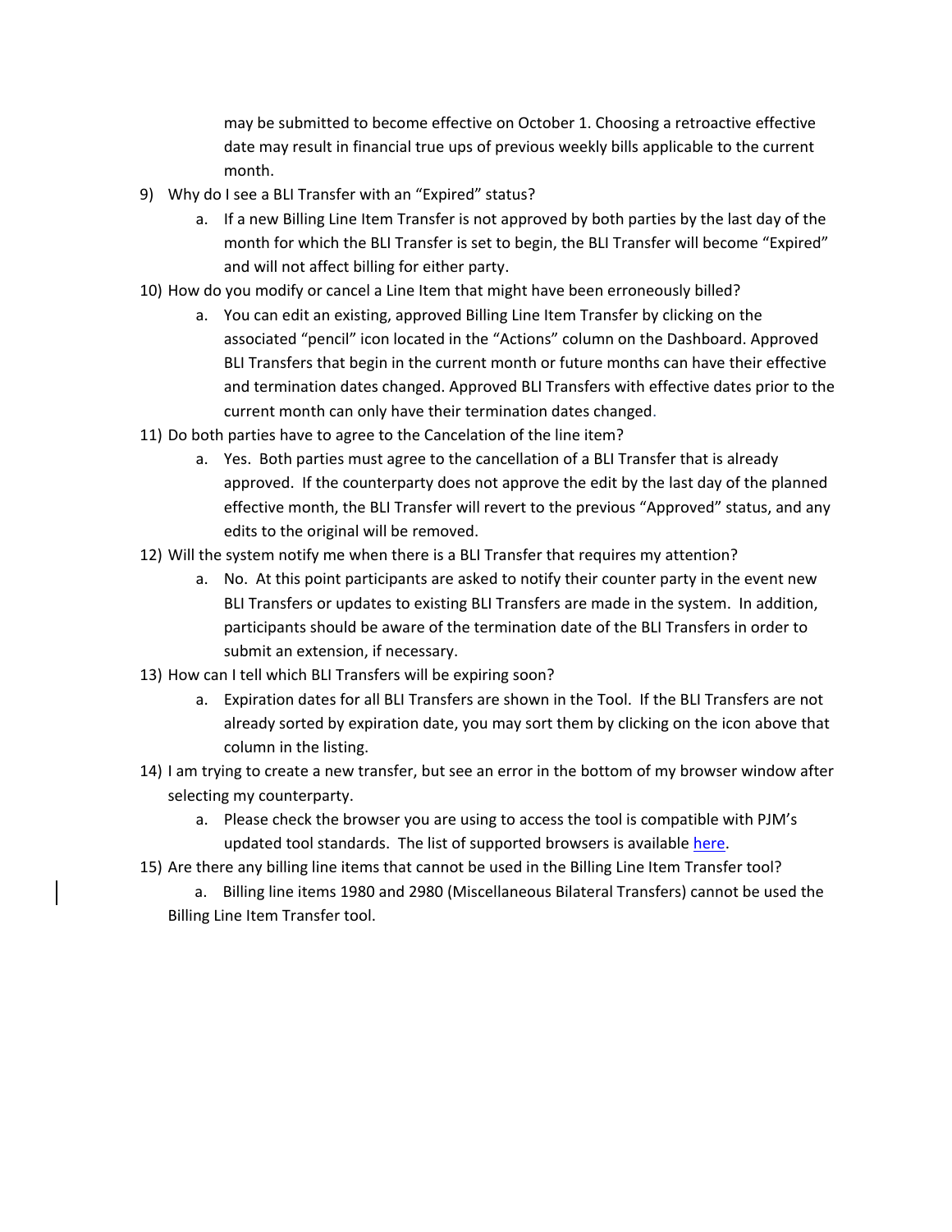may be submitted to become effective on October 1. Choosing a retroactive effective date may result in financial true ups of previous weekly bills applicable to the current month.

9) Why do I see a BLI Transfer with an "Expired" status?
    a. If a new Billing Line Item Transfer is not approved by both parties by the last day of the month for which the BLI Transfer is set to begin, the BLI Transfer will become "Expired" and will not affect billing for either party.
10) How do you modify or cancel a Line Item that might have been erroneously billed?
    a. You can edit an existing, approved Billing Line Item Transfer by clicking on the associated "pencil" icon located in the "Actions" column on the Dashboard. Approved BLI Transfers that begin in the current month or future months can have their effective and termination dates changed. Approved BLI Transfers with effective dates prior to the current month can only have their termination dates changed.
11) Do both parties have to agree to the Cancelation of the line item?
    a. Yes. Both parties must agree to the cancellation of a BLI Transfer that is already approved. If the counterparty does not approve the edit by the last day of the planned effective month, the BLI Transfer will revert to the previous "Approved" status, and any edits to the original will be removed.
12) Will the system notify me when there is a BLI Transfer that requires my attention?
    a. No. At this point participants are asked to notify their counter party in the event new BLI Transfers or updates to existing BLI Transfers are made in the system. In addition, participants should be aware of the termination date of the BLI Transfers in order to submit an extension, if necessary.
13) How can I tell which BLI Transfers will be expiring soon?
    a. Expiration dates for all BLI Transfers are shown in the Tool. If the BLI Transfers are not already sorted by expiration date, you may sort them by clicking on the icon above that column in the listing.
14) I am trying to create a new transfer, but see an error in the bottom of my browser window after selecting my counterparty.
    a. Please check the browser you are using to access the tool is compatible with PJM's updated tool standards. The list of supported browsers is available here.
15) Are there any billing line items that cannot be used in the Billing Line Item Transfer tool?
    a. Billing line items 1980 and 2980 (Miscellaneous Bilateral Transfers) cannot be used the Billing Line Item Transfer tool.